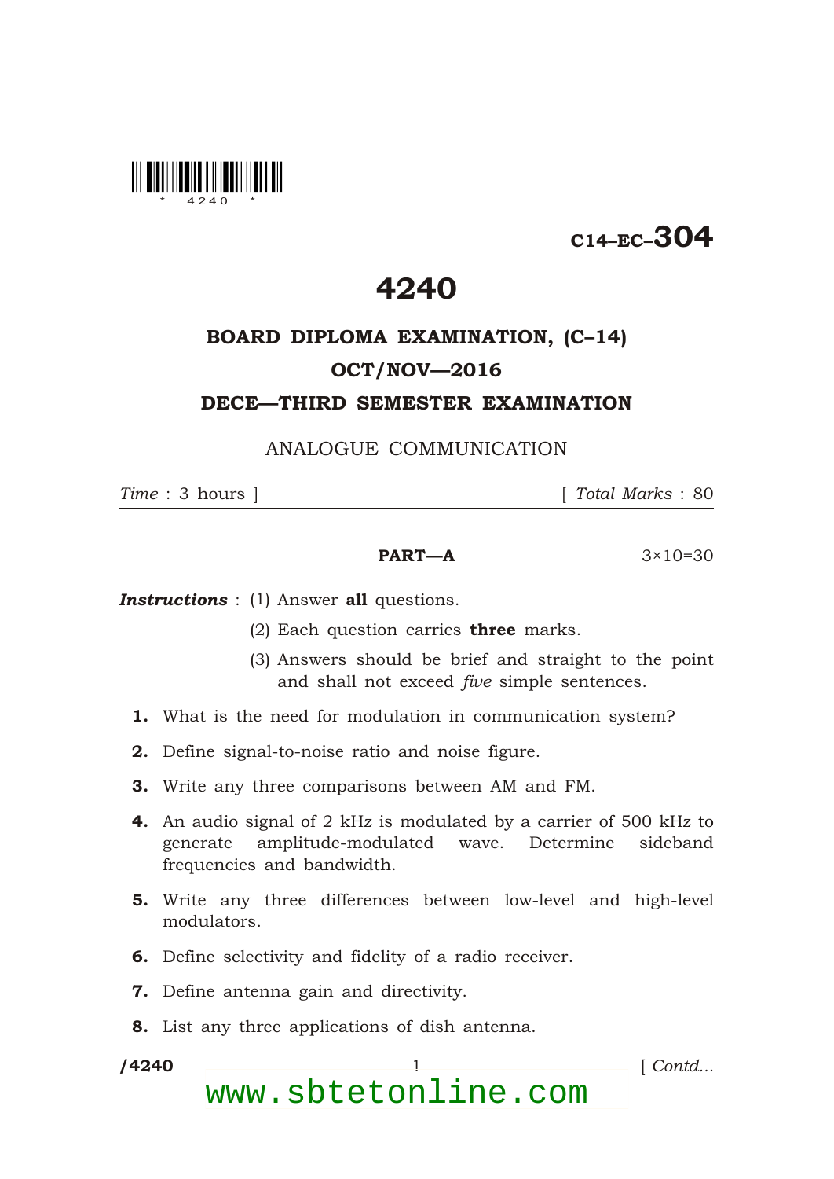C14–EC–304

# 4240

## BOARD DIPLOMA EXAMINATION, (C–14)

## OCT/NOV—2016

## DECE—THIRD SEMESTER EXAMINATION

ANALOGUE COMMUNICATION

*Time* : 3 hours ] [ *Total Marks* : 80

**PART—A** 3×10=30

***Instructions*** : (1) Answer **all** questions.

(2) Each question carries **three** marks.

(3) Answers should be brief and straight to the point and shall not exceed *five* simple sentences.

**1.** What is the need for modulation in communication system?

**2.** Define signal-to-noise ratio and noise figure.

**3.** Write any three comparisons between AM and FM.

**4.** An audio signal of 2 kHz is modulated by a carrier of 500 kHz to generate amplitude-modulated wave. Determine sideband frequencies and bandwidth.

**5.** Write any three differences between low-level and high-level modulators.

**6.** Define selectivity and fidelity of a radio receiver.

**7.** Define antenna gain and directivity.

**8.** List any three applications of dish antenna.

/4240 [ *Contd...*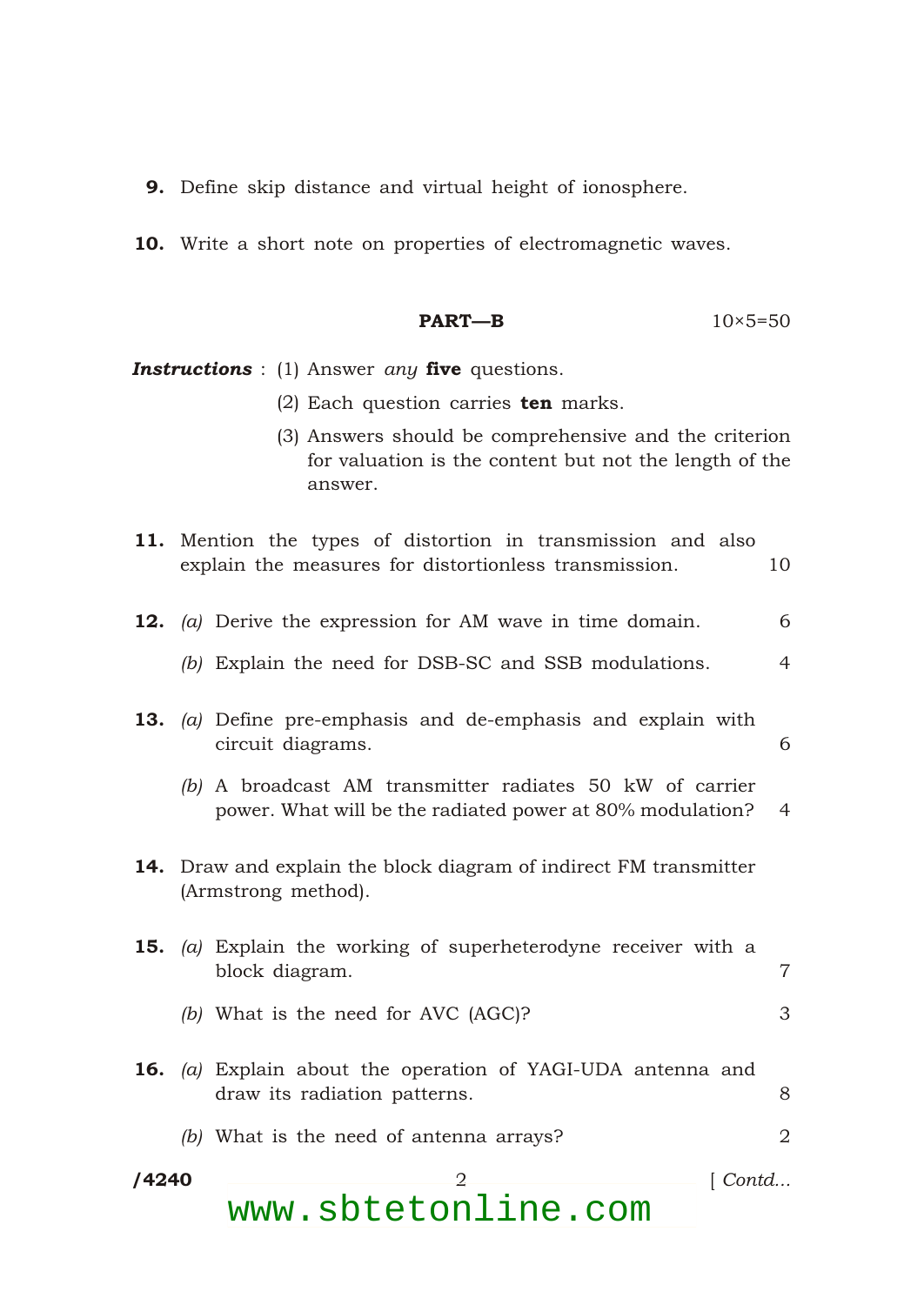**9.** Define skip distance and virtual height of ionosphere.

**10.** Write a short note on properties of electromagnetic waves.

**PART—B** 10×5=50

***Instructions*** : (1) Answer *any* **five** questions.

(2) Each question carries **ten** marks.

(3) Answers should be comprehensive and the criterion for valuation is the content but not the length of the answer.

**11.** Mention the types of distortion in transmission and also explain the measures for distortionless transmission. 10

**12.** *(a)* Derive the expression for AM wave in time domain. 6

*(b)* Explain the need for DSB-SC and SSB modulations. 4

**13.** *(a)* Define pre-emphasis and de-emphasis and explain with circuit diagrams. 6

*(b)* A broadcast AM transmitter radiates 50 kW of carrier power. What will be the radiated power at 80% modulation? 4

**14.** Draw and explain the block diagram of indirect FM transmitter (Armstrong method).

**15.** *(a)* Explain the working of superheterodyne receiver with a block diagram. 7

*(b)* What is the need for AVC (AGC)? 3

**16.** *(a)* Explain about the operation of YAGI-UDA antenna and draw its radiation patterns. 8

*(b)* What is the need of antenna arrays? 2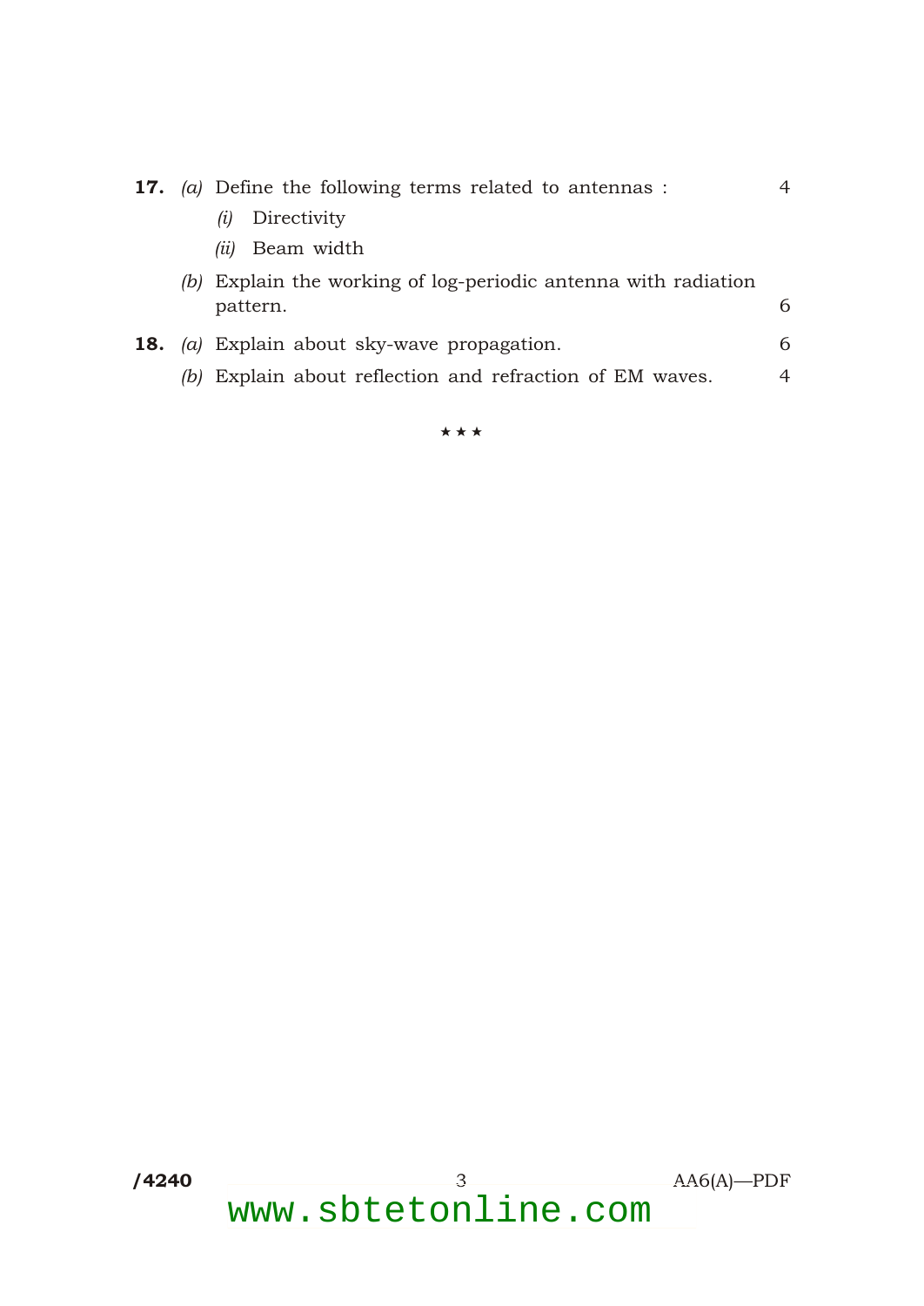**17.** *(a)* Define the following terms related to antennas : 4

*(i)* Directivity

*(ii)* Beam width

*(b)* Explain the working of log-periodic antenna with radiation pattern. 6

**18.** *(a)* Explain about sky-wave propagation. 6

*(b)* Explain about reflection and refraction of EM waves. 4

★ ★ ★